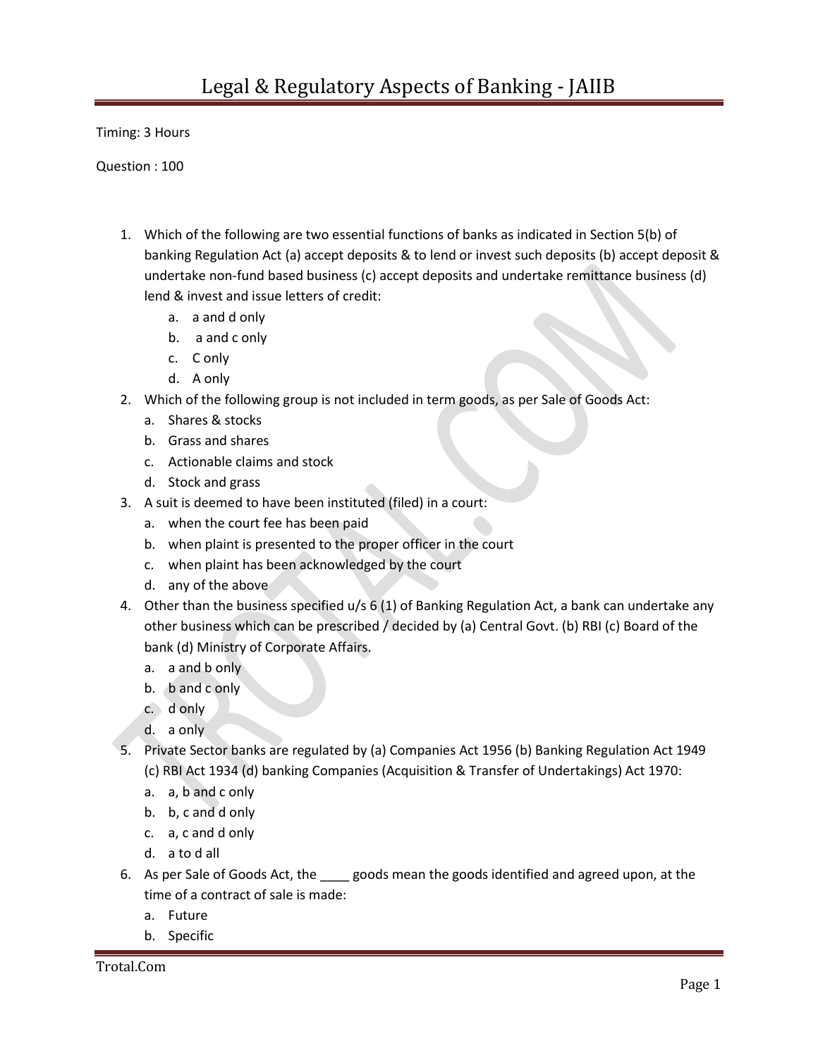# Legal & Regulatory Aspects of Banking - JAIIB

Timing: 3 Hours

Question : 100

1. Which of the following are two essential functions of banks as indicated in Section 5(b) of banking Regulation Act (a) accept deposits & to lend or invest such deposits (b) accept deposit & undertake non-fund based business (c) accept deposits and undertake remittance business (d) lend & invest and issue letters of credit:
   a. a and d only
   b. a and c only
   c. C only
   d. A only
2. Which of the following group is not included in term goods, as per Sale of Goods Act:
   a. Shares & stocks
   b. Grass and shares
   c. Actionable claims and stock
   d. Stock and grass
3. A suit is deemed to have been instituted (filed) in a court:
   a. when the court fee has been paid
   b. when plaint is presented to the proper officer in the court
   c. when plaint has been acknowledged by the court
   d. any of the above
4. Other than the business specified u/s 6 (1) of Banking Regulation Act, a bank can undertake any other business which can be prescribed / decided by (a) Central Govt. (b) RBI (c) Board of the bank (d) Ministry of Corporate Affairs.
   a. a and b only
   b. b and c only
   c. d only
   d. a only
5. Private Sector banks are regulated by (a) Companies Act 1956 (b) Banking Regulation Act 1949 (c) RBI Act 1934 (d) banking Companies (Acquisition & Transfer of Undertakings) Act 1970:
   a. a, b and c only
   b. b, c and d only
   c. a, c and d only
   d. a to d all
6. As per Sale of Goods Act, the ____ goods mean the goods identified and agreed upon, at the time of a contract of sale is made:
   a. Future
   b. Specific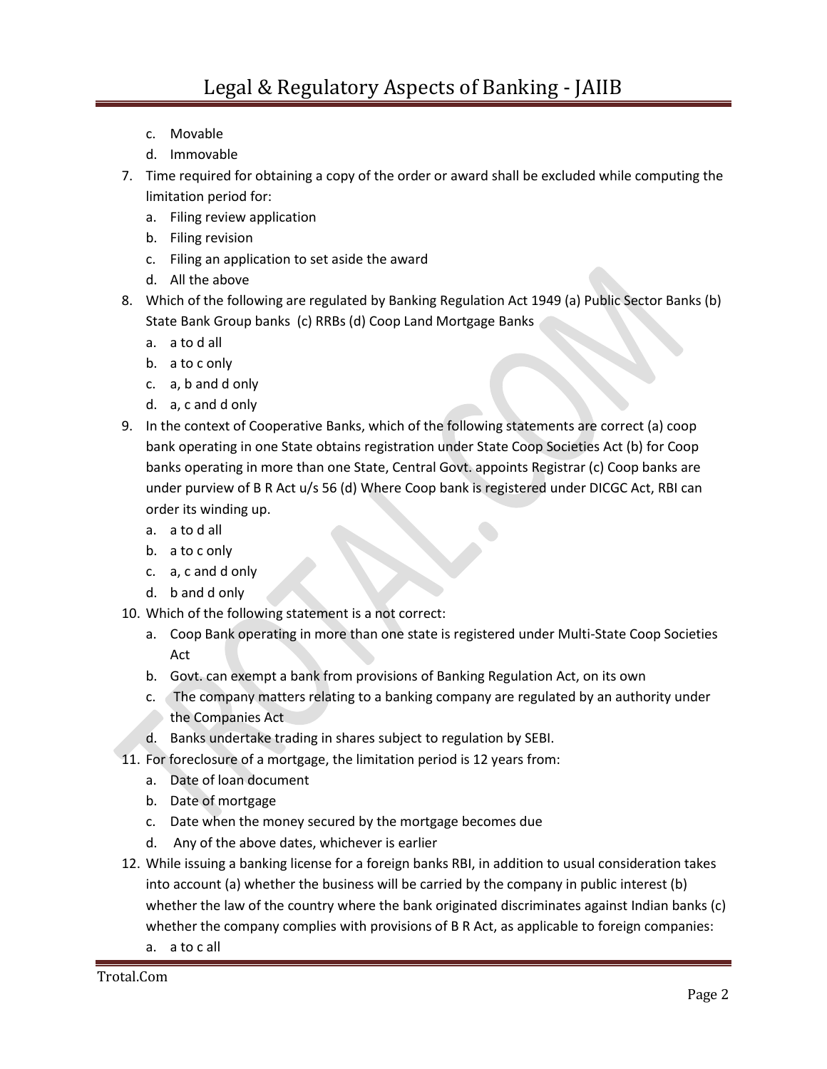c. Movable
d. Immovable

7. Time required for obtaining a copy of the order or award shall be excluded while computing the limitation period for:
   a. Filing review application
   b. Filing revision
   c. Filing an application to set aside the award
   d. All the above
8. Which of the following are regulated by Banking Regulation Act 1949 (a) Public Sector Banks (b) State Bank Group banks (c) RRBs (d) Coop Land Mortgage Banks
   a. a to d all
   b. a to c only
   c. a, b and d only
   d. a, c and d only
9. In the context of Cooperative Banks, which of the following statements are correct (a) coop bank operating in one State obtains registration under State Coop Societies Act (b) for Coop banks operating in more than one State, Central Govt. appoints Registrar (c) Coop banks are under purview of B R Act u/s 56 (d) Where Coop bank is registered under DICGC Act, RBI can order its winding up.
   a. a to d all
   b. a to c only
   c. a, c and d only
   d. b and d only
10. Which of the following statement is a not correct:
    a. Coop Bank operating in more than one state is registered under Multi-State Coop Societies Act
    b. Govt. can exempt a bank from provisions of Banking Regulation Act, on its own
    c. The company matters relating to a banking company are regulated by an authority under the Companies Act
    d. Banks undertake trading in shares subject to regulation by SEBI.
11. For foreclosure of a mortgage, the limitation period is 12 years from:
    a. Date of loan document
    b. Date of mortgage
    c. Date when the money secured by the mortgage becomes due
    d. Any of the above dates, whichever is earlier
12. While issuing a banking license for a foreign banks RBI, in addition to usual consideration takes into account (a) whether the business will be carried by the company in public interest (b) whether the law of the country where the bank originated discriminates against Indian banks (c) whether the company complies with provisions of B R Act, as applicable to foreign companies:
    a. a to c all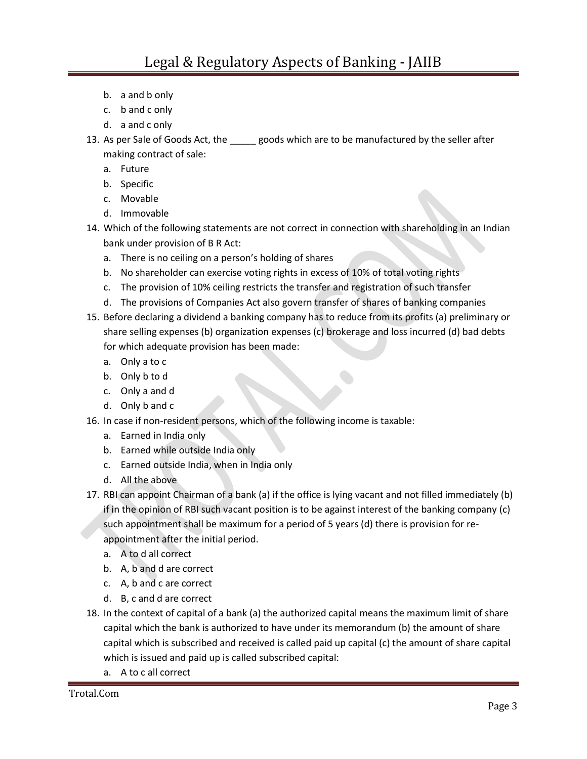b. a and b only
   c. b and c only
   d. a and c only

13. As per Sale of Goods Act, the _____ goods which are to be manufactured by the seller after making contract of sale:
    a. Future
    b. Specific
    c. Movable
    d. Immovable
14. Which of the following statements are not correct in connection with shareholding in an Indian bank under provision of B R Act:
    a. There is no ceiling on a person's holding of shares
    b. No shareholder can exercise voting rights in excess of 10% of total voting rights
    c. The provision of 10% ceiling restricts the transfer and registration of such transfer
    d. The provisions of Companies Act also govern transfer of shares of banking companies
15. Before declaring a dividend a banking company has to reduce from its profits (a) preliminary or share selling expenses (b) organization expenses (c) brokerage and loss incurred (d) bad debts for which adequate provision has been made:
    a. Only a to c
    b. Only b to d
    c. Only a and d
    d. Only b and c
16. In case if non-resident persons, which of the following income is taxable:
    a. Earned in India only
    b. Earned while outside India only
    c. Earned outside India, when in India only
    d. All the above
17. RBI can appoint Chairman of a bank (a) if the office is lying vacant and not filled immediately (b) if in the opinion of RBI such vacant position is to be against interest of the banking company (c) such appointment shall be maximum for a period of 5 years (d) there is provision for re-appointment after the initial period.
    a. A to d all correct
    b. A, b and d are correct
    c. A, b and c are correct
    d. B, c and d are correct
18. In the context of capital of a bank (a) the authorized capital means the maximum limit of share capital which the bank is authorized to have under its memorandum (b) the amount of share capital which is subscribed and received is called paid up capital (c) the amount of share capital which is issued and paid up is called subscribed capital:
    a. A to c all correct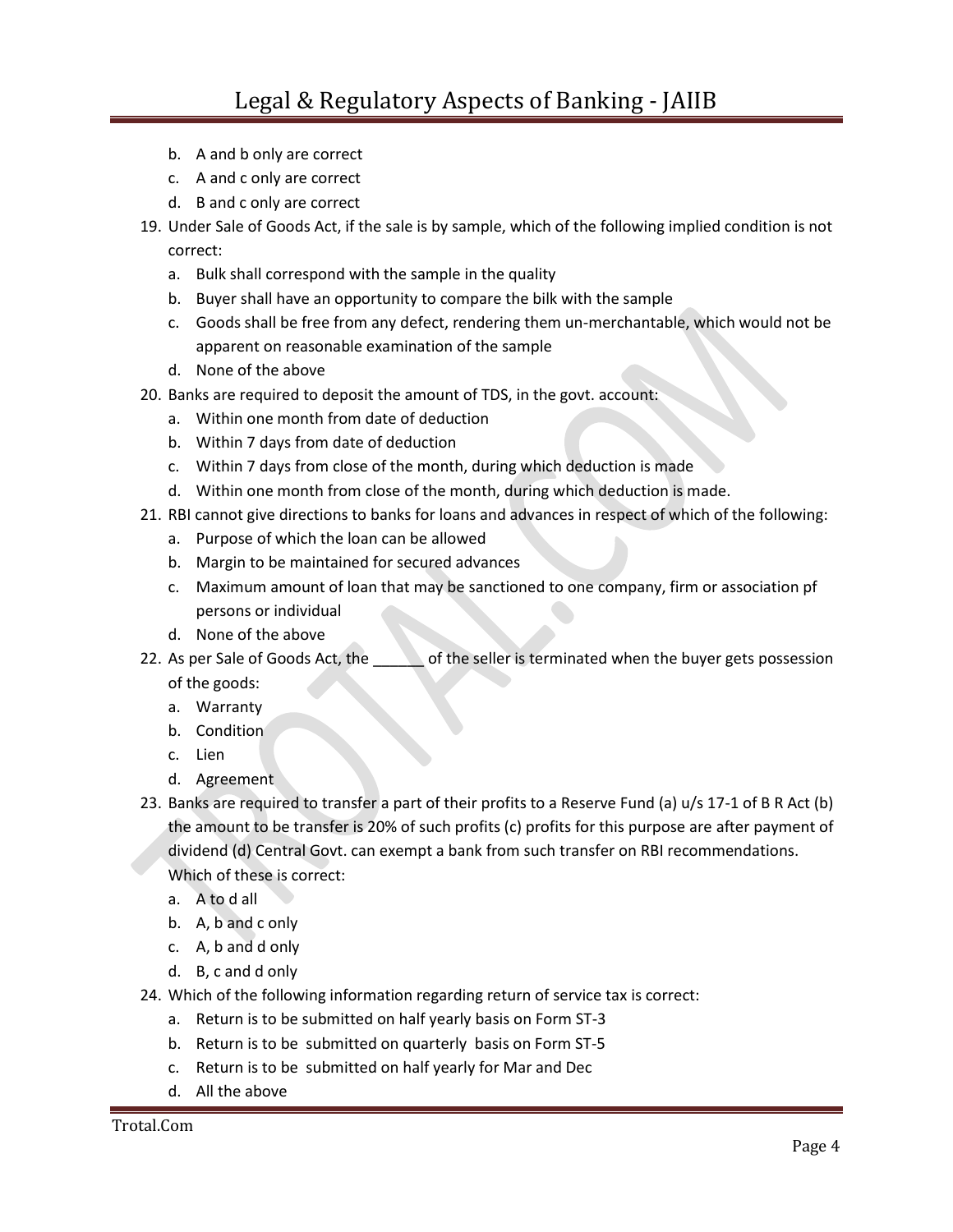b. A and b only are correct
   c. A and c only are correct
   d. B and c only are correct

19. Under Sale of Goods Act, if the sale is by sample, which of the following implied condition is not correct:
   a. Bulk shall correspond with the sample in the quality
   b. Buyer shall have an opportunity to compare the bilk with the sample
   c. Goods shall be free from any defect, rendering them un-merchantable, which would not be apparent on reasonable examination of the sample
   d. None of the above
20. Banks are required to deposit the amount of TDS, in the govt. account:
   a. Within one month from date of deduction
   b. Within 7 days from date of deduction
   c. Within 7 days from close of the month, during which deduction is made
   d. Within one month from close of the month, during which deduction is made.
21. RBI cannot give directions to banks for loans and advances in respect of which of the following:
   a. Purpose of which the loan can be allowed
   b. Margin to be maintained for secured advances
   c. Maximum amount of loan that may be sanctioned to one company, firm or association pf persons or individual
   d. None of the above
22. As per Sale of Goods Act, the ______ of the seller is terminated when the buyer gets possession of the goods:
   a. Warranty
   b. Condition
   c. Lien
   d. Agreement
23. Banks are required to transfer a part of their profits to a Reserve Fund (a) u/s 17-1 of B R Act (b) the amount to be transfer is 20% of such profits (c) profits for this purpose are after payment of dividend (d) Central Govt. can exempt a bank from such transfer on RBI recommendations. Which of these is correct:
   a. A to d all
   b. A, b and c only
   c. A, b and d only
   d. B, c and d only
24. Which of the following information regarding return of service tax is correct:
   a. Return is to be submitted on half yearly basis on Form ST-3
   b. Return is to be submitted on quarterly basis on Form ST-5
   c. Return is to be submitted on half yearly for Mar and Dec
   d. All the above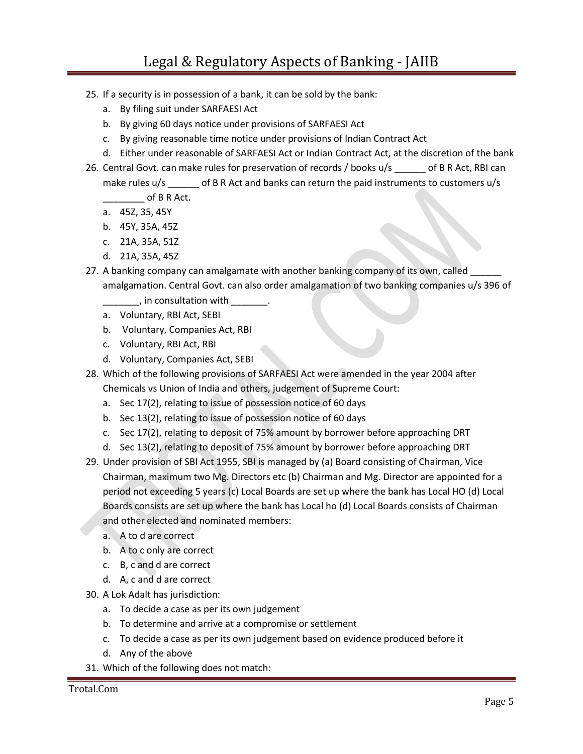25. If a security is in possession of a bank, it can be sold by the bank:
    a. By filing suit under SARFAESI Act
    b. By giving 60 days notice under provisions of SARFAESI Act
    c. By giving reasonable time notice under provisions of Indian Contract Act
    d. Either under reasonable of SARFAESI Act or Indian Contract Act, at the discretion of the bank
26. Central Govt. can make rules for preservation of records / books u/s ______ of B R Act, RBI can make rules u/s ______ of B R Act and banks can return the paid instruments to customers u/s ________ of B R Act.
    a. 45Z, 35, 45Y
    b. 45Y, 35A, 45Z
    c. 21A, 35A, 51Z
    d. 21A, 35A, 45Z
27. A banking company can amalgamate with another banking company of its own, called ______ amalgamation. Central Govt. can also order amalgamation of two banking companies u/s 396 of _______, in consultation with _______.
    a. Voluntary, RBI Act, SEBI
    b. Voluntary, Companies Act, RBI
    c. Voluntary, RBI Act, RBI
    d. Voluntary, Companies Act, SEBI
28. Which of the following provisions of SARFAESI Act were amended in the year 2004 after Chemicals vs Union of India and others, judgement of Supreme Court:
    a. Sec 17(2), relating to issue of possession notice of 60 days
    b. Sec 13(2), relating to issue of possession notice of 60 days
    c. Sec 17(2), relating to deposit of 75% amount by borrower before approaching DRT
    d. Sec 13(2), relating to deposit of 75% amount by borrower before approaching DRT
29. Under provision of SBI Act 1955, SBI is managed by (a) Board consisting of Chairman, Vice Chairman, maximum two Mg. Directors etc (b) Chairman and Mg. Director are appointed for a period not exceeding 5 years (c) Local Boards are set up where the bank has Local HO (d) Local Boards consists are set up where the bank has Local ho (d) Local Boards consists of Chairman and other elected and nominated members:
    a. A to d are correct
    b. A to c only are correct
    c. B, c and d are correct
    d. A, c and d are correct
30. A Lok Adalt has jurisdiction:
    a. To decide a case as per its own judgement
    b. To determine and arrive at a compromise or settlement
    c. To decide a case as per its own judgement based on evidence produced before it
    d. Any of the above
31. Which of the following does not match: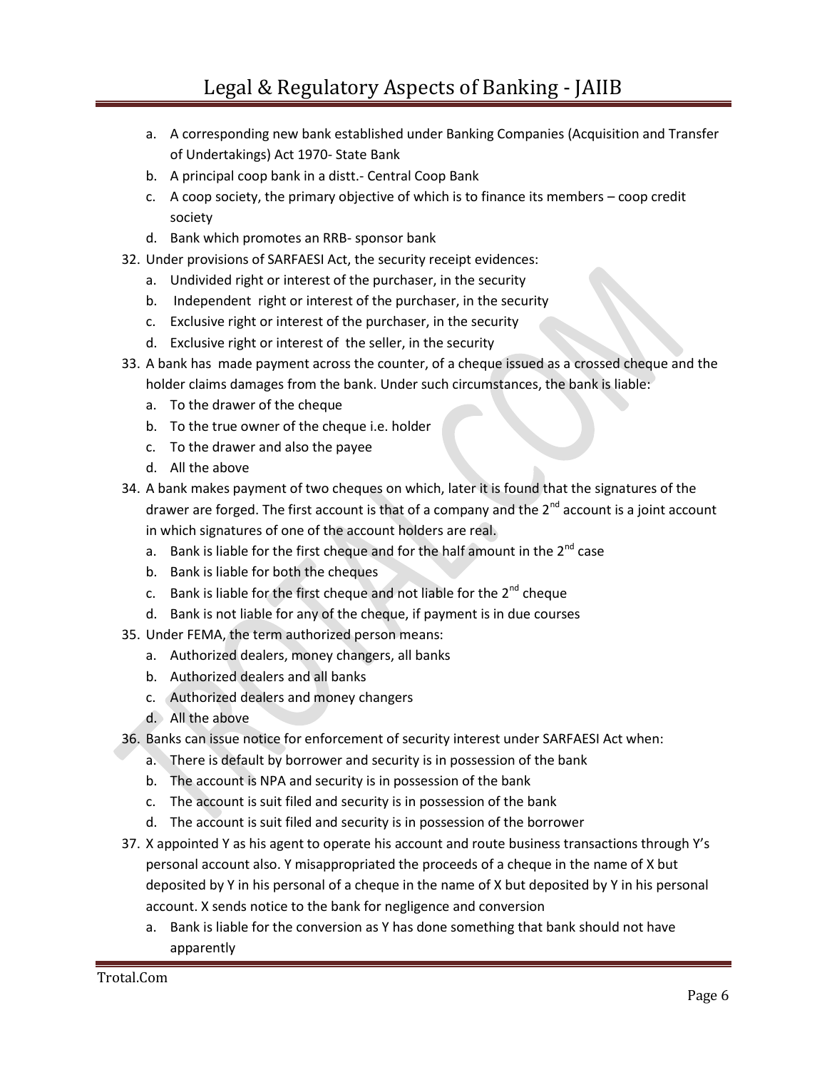a. A corresponding new bank established under Banking Companies (Acquisition and Transfer of Undertakings) Act 1970- State Bank
b. A principal coop bank in a distt.- Central Coop Bank
c. A coop society, the primary objective of which is to finance its members – coop credit society
d. Bank which promotes an RRB- sponsor bank

32. Under provisions of SARFAESI Act, the security receipt evidences:
    a. Undivided right or interest of the purchaser, in the security
    b. Independent right or interest of the purchaser, in the security
    c. Exclusive right or interest of the purchaser, in the security
    d. Exclusive right or interest of the seller, in the security
33. A bank has made payment across the counter, of a cheque issued as a crossed cheque and the holder claims damages from the bank. Under such circumstances, the bank is liable:
    a. To the drawer of the cheque
    b. To the true owner of the cheque i.e. holder
    c. To the drawer and also the payee
    d. All the above
34. A bank makes payment of two cheques on which, later it is found that the signatures of the drawer are forged. The first account is that of a company and the 2nd account is a joint account in which signatures of one of the account holders are real.
    a. Bank is liable for the first cheque and for the half amount in the 2nd case
    b. Bank is liable for both the cheques
    c. Bank is liable for the first cheque and not liable for the 2nd cheque
    d. Bank is not liable for any of the cheque, if payment is in due courses
35. Under FEMA, the term authorized person means:
    a. Authorized dealers, money changers, all banks
    b. Authorized dealers and all banks
    c. Authorized dealers and money changers
    d. All the above
36. Banks can issue notice for enforcement of security interest under SARFAESI Act when:
    a. There is default by borrower and security is in possession of the bank
    b. The account is NPA and security is in possession of the bank
    c. The account is suit filed and security is in possession of the bank
    d. The account is suit filed and security is in possession of the borrower
37. X appointed Y as his agent to operate his account and route business transactions through Y's personal account also. Y misappropriated the proceeds of a cheque in the name of X but deposited by Y in his personal of a cheque in the name of X but deposited by Y in his personal account. X sends notice to the bank for negligence and conversion
    a. Bank is liable for the conversion as Y has done something that bank should not have apparently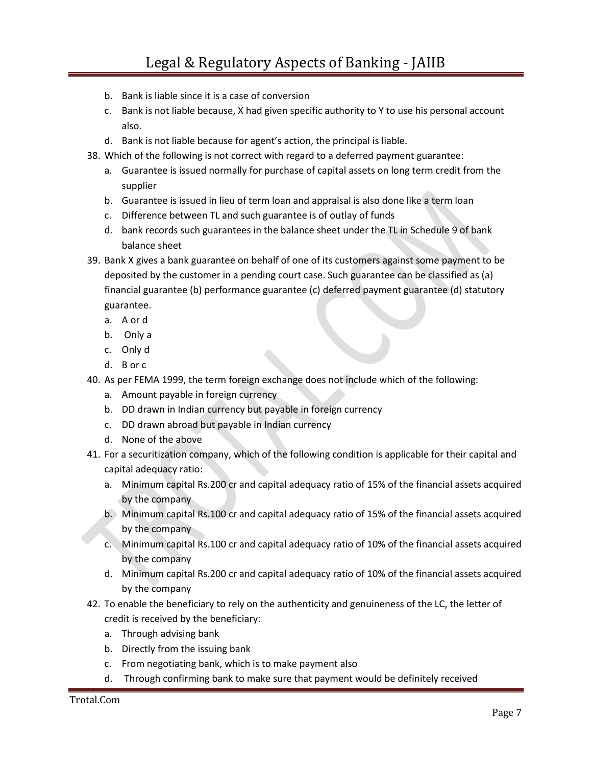b. Bank is liable since it is a case of conversion
c. Bank is not liable because, X had given specific authority to Y to use his personal account also.
d. Bank is not liable because for agent's action, the principal is liable.

38. Which of the following is not correct with regard to a deferred payment guarantee:
    a. Guarantee is issued normally for purchase of capital assets on long term credit from the supplier
    b. Guarantee is issued in lieu of term loan and appraisal is also done like a term loan
    c. Difference between TL and such guarantee is of outlay of funds
    d. bank records such guarantees in the balance sheet under the TL in Schedule 9 of bank balance sheet

39. Bank X gives a bank guarantee on behalf of one of its customers against some payment to be deposited by the customer in a pending court case. Such guarantee can be classified as (a) financial guarantee (b) performance guarantee (c) deferred payment guarantee (d) statutory guarantee.
    a. A or d
    b. Only a
    c. Only d
    d. B or c

40. As per FEMA 1999, the term foreign exchange does not include which of the following:
    a. Amount payable in foreign currency
    b. DD drawn in Indian currency but payable in foreign currency
    c. DD drawn abroad but payable in Indian currency
    d. None of the above

41. For a securitization company, which of the following condition is applicable for their capital and capital adequacy ratio:
    a. Minimum capital Rs.200 cr and capital adequacy ratio of 15% of the financial assets acquired by the company
    b. Minimum capital Rs.100 cr and capital adequacy ratio of 15% of the financial assets acquired by the company
    c. Minimum capital Rs.100 cr and capital adequacy ratio of 10% of the financial assets acquired by the company
    d. Minimum capital Rs.200 cr and capital adequacy ratio of 10% of the financial assets acquired by the company

42. To enable the beneficiary to rely on the authenticity and genuineness of the LC, the letter of credit is received by the beneficiary:
    a. Through advising bank
    b. Directly from the issuing bank
    c. From negotiating bank, which is to make payment also
    d. Through confirming bank to make sure that payment would be definitely received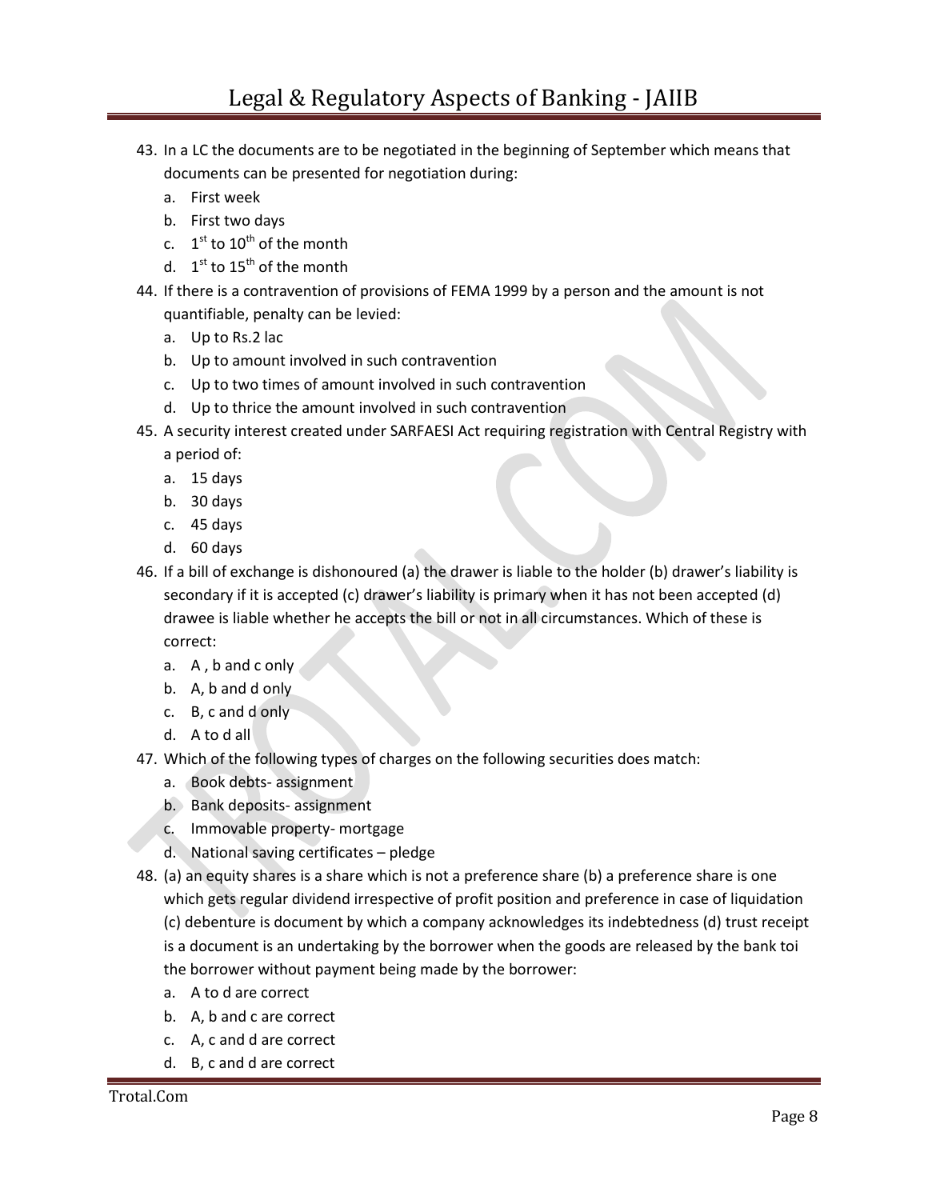43. In a LC the documents are to be negotiated in the beginning of September which means that documents can be presented for negotiation during:
    a. First week
    b. First two days
    c. 1st to 10th of the month
    d. 1st to 15th of the month
44. If there is a contravention of provisions of FEMA 1999 by a person and the amount is not quantifiable, penalty can be levied:
    a. Up to Rs.2 lac
    b. Up to amount involved in such contravention
    c. Up to two times of amount involved in such contravention
    d. Up to thrice the amount involved in such contravention
45. A security interest created under SARFAESI Act requiring registration with Central Registry with a period of:
    a. 15 days
    b. 30 days
    c. 45 days
    d. 60 days
46. If a bill of exchange is dishonoured (a) the drawer is liable to the holder (b) drawer's liability is secondary if it is accepted (c) drawer's liability is primary when it has not been accepted (d) drawee is liable whether he accepts the bill or not in all circumstances. Which of these is correct:
    a. A , b and c only
    b. A, b and d only
    c. B, c and d only
    d. A to d all
47. Which of the following types of charges on the following securities does match:
    a. Book debts- assignment
    b. Bank deposits- assignment
    c. Immovable property- mortgage
    d. National saving certificates – pledge
48. (a) an equity shares is a share which is not a preference share (b) a preference share is one which gets regular dividend irrespective of profit position and preference in case of liquidation (c) debenture is document by which a company acknowledges its indebtedness (d) trust receipt is a document is an undertaking by the borrower when the goods are released by the bank toi the borrower without payment being made by the borrower:
    a. A to d are correct
    b. A, b and c are correct
    c. A, c and d are correct
    d. B, c and d are correct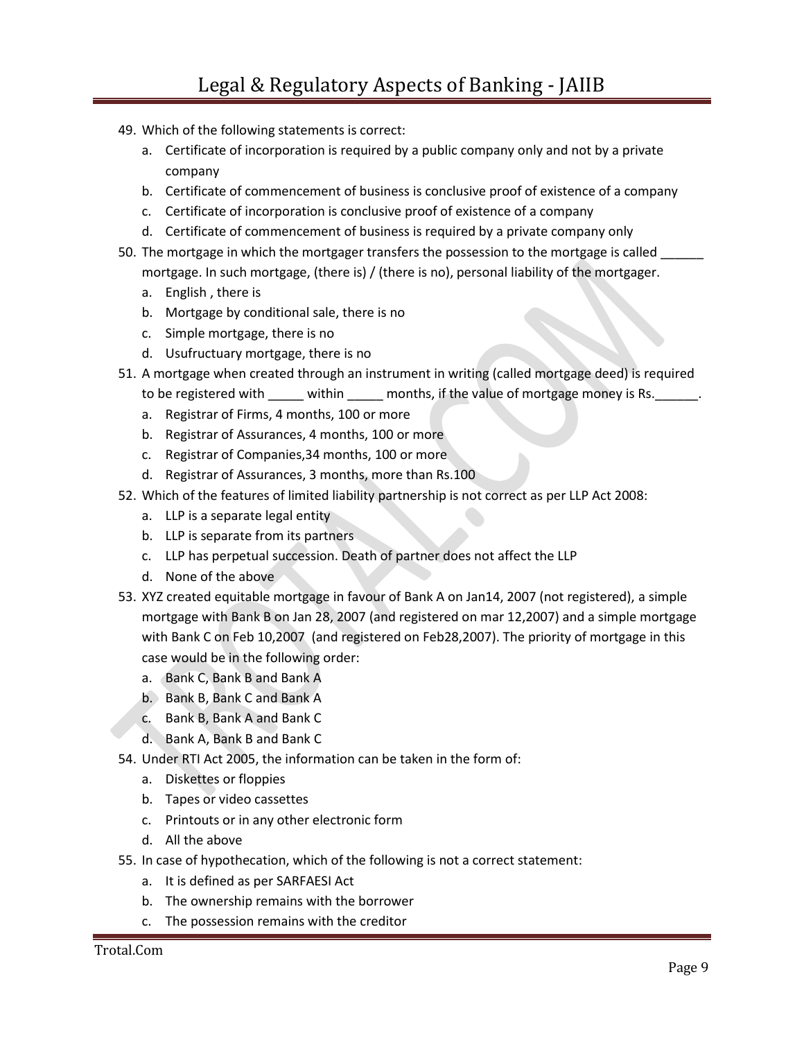49. Which of the following statements is correct:
    a. Certificate of incorporation is required by a public company only and not by a private company
    b. Certificate of commencement of business is conclusive proof of existence of a company
    c. Certificate of incorporation is conclusive proof of existence of a company
    d. Certificate of commencement of business is required by a private company only
50. The mortgage in which the mortgager transfers the possession to the mortgage is called ______ mortgage. In such mortgage, (there is) / (there is no), personal liability of the mortgager.
    a. English , there is
    b. Mortgage by conditional sale, there is no
    c. Simple mortgage, there is no
    d. Usufructuary mortgage, there is no
51. A mortgage when created through an instrument in writing (called mortgage deed) is required to be registered with _____ within _____ months, if the value of mortgage money is Rs.______.
    a. Registrar of Firms, 4 months, 100 or more
    b. Registrar of Assurances, 4 months, 100 or more
    c. Registrar of Companies,34 months, 100 or more
    d. Registrar of Assurances, 3 months, more than Rs.100
52. Which of the features of limited liability partnership is not correct as per LLP Act 2008:
    a. LLP is a separate legal entity
    b. LLP is separate from its partners
    c. LLP has perpetual succession. Death of partner does not affect the LLP
    d. None of the above
53. XYZ created equitable mortgage in favour of Bank A on Jan14, 2007 (not registered), a simple mortgage with Bank B on Jan 28, 2007 (and registered on mar 12,2007) and a simple mortgage with Bank C on Feb 10,2007 (and registered on Feb28,2007). The priority of mortgage in this case would be in the following order:
    a. Bank C, Bank B and Bank A
    b. Bank B, Bank C and Bank A
    c. Bank B, Bank A and Bank C
    d. Bank A, Bank B and Bank C
54. Under RTI Act 2005, the information can be taken in the form of:
    a. Diskettes or floppies
    b. Tapes or video cassettes
    c. Printouts or in any other electronic form
    d. All the above
55. In case of hypothecation, which of the following is not a correct statement:
    a. It is defined as per SARFAESI Act
    b. The ownership remains with the borrower
    c. The possession remains with the creditor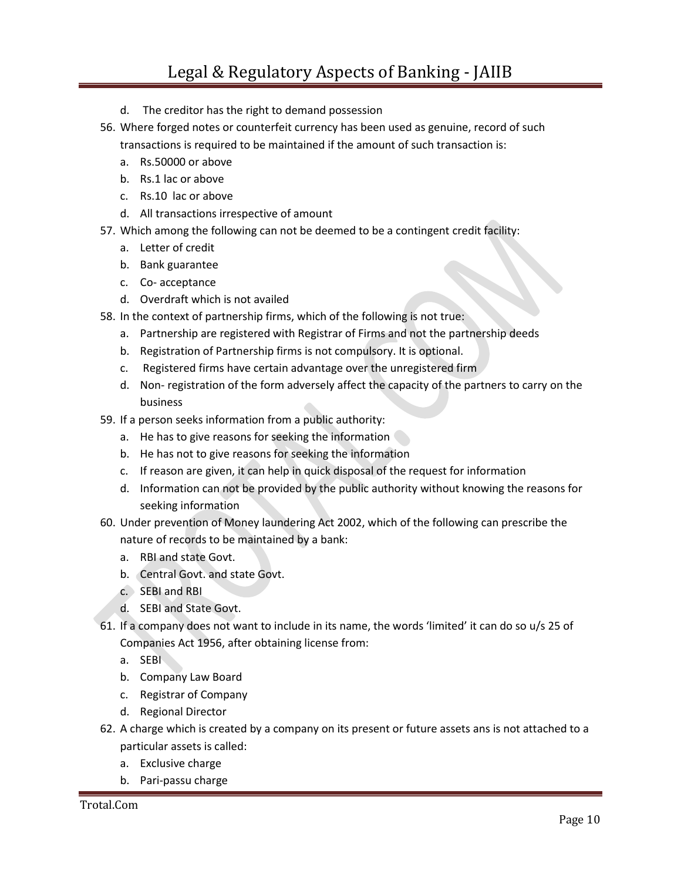d. The creditor has the right to demand possession

56. Where forged notes or counterfeit currency has been used as genuine, record of such transactions is required to be maintained if the amount of such transaction is:
    a. Rs.50000 or above
    b. Rs.1 lac or above
    c. Rs.10 lac or above
    d. All transactions irrespective of amount
57. Which among the following can not be deemed to be a contingent credit facility:
    a. Letter of credit
    b. Bank guarantee
    c. Co- acceptance
    d. Overdraft which is not availed
58. In the context of partnership firms, which of the following is not true:
    a. Partnership are registered with Registrar of Firms and not the partnership deeds
    b. Registration of Partnership firms is not compulsory. It is optional.
    c. Registered firms have certain advantage over the unregistered firm
    d. Non- registration of the form adversely affect the capacity of the partners to carry on the business
59. If a person seeks information from a public authority:
    a. He has to give reasons for seeking the information
    b. He has not to give reasons for seeking the information
    c. If reason are given, it can help in quick disposal of the request for information
    d. Information can not be provided by the public authority without knowing the reasons for seeking information
60. Under prevention of Money laundering Act 2002, which of the following can prescribe the nature of records to be maintained by a bank:
    a. RBI and state Govt.
    b. Central Govt. and state Govt.
    c. SEBI and RBI
    d. SEBI and State Govt.
61. If a company does not want to include in its name, the words 'limited' it can do so u/s 25 of Companies Act 1956, after obtaining license from:
    a. SEBI
    b. Company Law Board
    c. Registrar of Company
    d. Regional Director
62. A charge which is created by a company on its present or future assets ans is not attached to a particular assets is called:
    a. Exclusive charge
    b. Pari-passu charge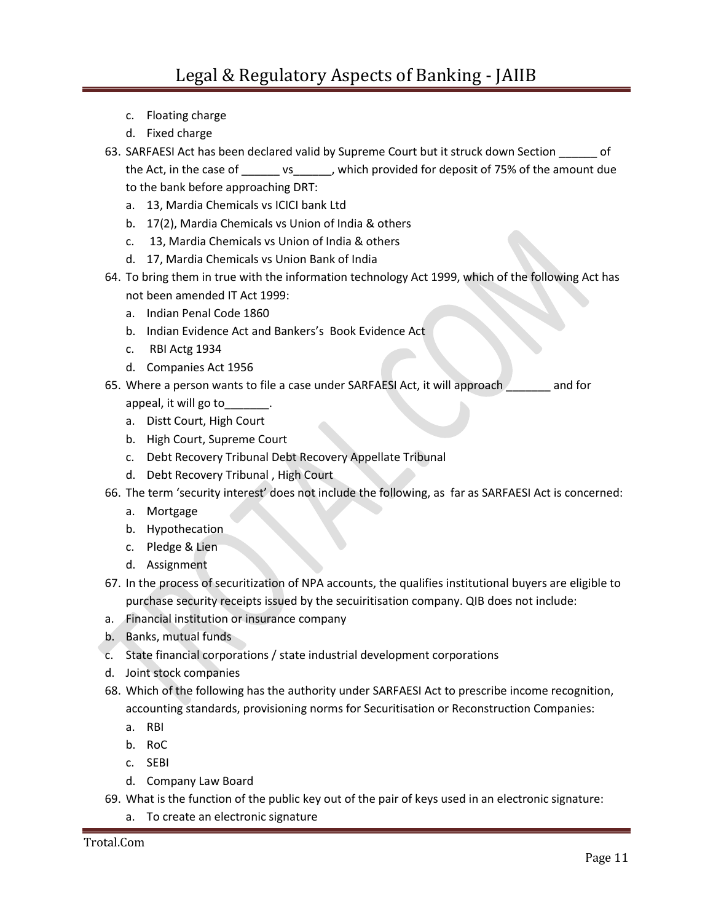c. Floating charge
d. Fixed charge

63. SARFAESI Act has been declared valid by Supreme Court but it struck down Section ______ of the Act, in the case of ______ vs______, which provided for deposit of 75% of the amount due to the bank before approaching DRT:
   a. 13, Mardia Chemicals vs ICICI bank Ltd
   b. 17(2), Mardia Chemicals vs Union of India & others
   c. 13, Mardia Chemicals vs Union of India & others
   d. 17, Mardia Chemicals vs Union Bank of India
64. To bring them in true with the information technology Act 1999, which of the following Act has not been amended IT Act 1999:
   a. Indian Penal Code 1860
   b. Indian Evidence Act and Bankers's Book Evidence Act
   c. RBI Actg 1934
   d. Companies Act 1956
65. Where a person wants to file a case under SARFAESI Act, it will approach _______ and for appeal, it will go to_______.
   a. Distt Court, High Court
   b. High Court, Supreme Court
   c. Debt Recovery Tribunal Debt Recovery Appellate Tribunal
   d. Debt Recovery Tribunal , High Court
66. The term 'security interest' does not include the following, as far as SARFAESI Act is concerned:
   a. Mortgage
   b. Hypothecation
   c. Pledge & Lien
   d. Assignment
67. In the process of securitization of NPA accounts, the qualifies institutional buyers are eligible to purchase security receipts issued by the secuiritisation company. QIB does not include:
   a. Financial institution or insurance company
   b. Banks, mutual funds
   c. State financial corporations / state industrial development corporations
   d. Joint stock companies
68. Which of the following has the authority under SARFAESI Act to prescribe income recognition, accounting standards, provisioning norms for Securitisation or Reconstruction Companies:
   a. RBI
   b. RoC
   c. SEBI
   d. Company Law Board
69. What is the function of the public key out of the pair of keys used in an electronic signature:
   a. To create an electronic signature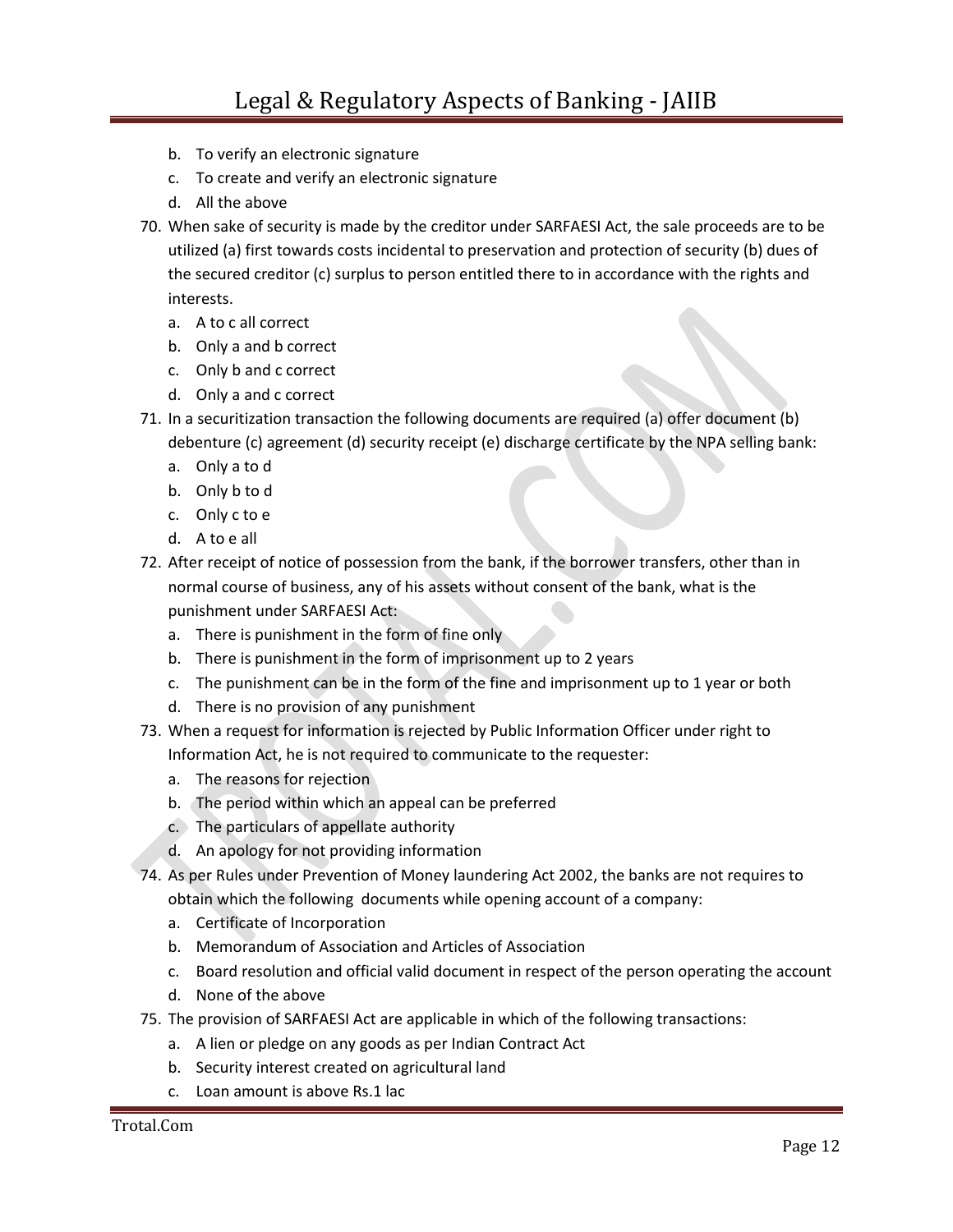b. To verify an electronic signature
   c. To create and verify an electronic signature
   d. All the above

70. When sake of security is made by the creditor under SARFAESI Act, the sale proceeds are to be utilized (a) first towards costs incidental to preservation and protection of security (b) dues of the secured creditor (c) surplus to person entitled there to in accordance with the rights and interests.
   a. A to c all correct
   b. Only a and b correct
   c. Only b and c correct
   d. Only a and c correct

71. In a securitization transaction the following documents are required (a) offer document (b) debenture (c) agreement (d) security receipt (e) discharge certificate by the NPA selling bank:
   a. Only a to d
   b. Only b to d
   c. Only c to e
   d. A to e all

72. After receipt of notice of possession from the bank, if the borrower transfers, other than in normal course of business, any of his assets without consent of the bank, what is the punishment under SARFAESI Act:
   a. There is punishment in the form of fine only
   b. There is punishment in the form of imprisonment up to 2 years
   c. The punishment can be in the form of the fine and imprisonment up to 1 year or both
   d. There is no provision of any punishment

73. When a request for information is rejected by Public Information Officer under right to Information Act, he is not required to communicate to the requester:
   a. The reasons for rejection
   b. The period within which an appeal can be preferred
   c. The particulars of appellate authority
   d. An apology for not providing information

74. As per Rules under Prevention of Money laundering Act 2002, the banks are not requires to obtain which the following documents while opening account of a company:
   a. Certificate of Incorporation
   b. Memorandum of Association and Articles of Association
   c. Board resolution and official valid document in respect of the person operating the account
   d. None of the above

75. The provision of SARFAESI Act are applicable in which of the following transactions:
   a. A lien or pledge on any goods as per Indian Contract Act
   b. Security interest created on agricultural land
   c. Loan amount is above Rs.1 lac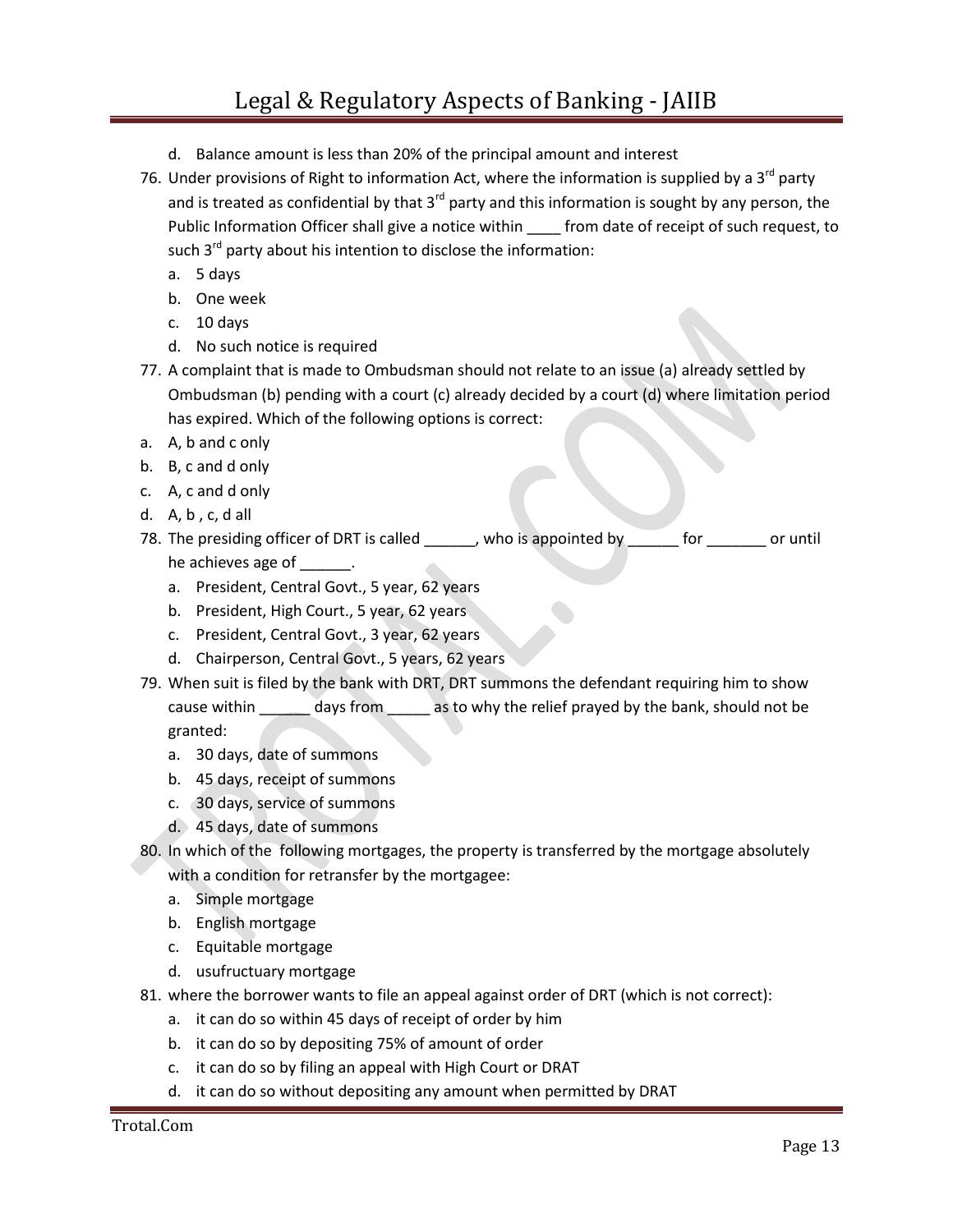d. Balance amount is less than 20% of the principal amount and interest

76. Under provisions of Right to information Act, where the information is supplied by a 3rd party and is treated as confidential by that 3rd party and this information is sought by any person, the Public Information Officer shall give a notice within ____ from date of receipt of such request, to such 3rd party about his intention to disclose the information:
   a. 5 days
   b. One week
   c. 10 days
   d. No such notice is required

77. A complaint that is made to Ombudsman should not relate to an issue (a) already settled by Ombudsman (b) pending with a court (c) already decided by a court (d) where limitation period has expired. Which of the following options is correct:

a. A, b and c only
b. B, c and d only
c. A, c and d only
d. A, b , c, d all

78. The presiding officer of DRT is called ______, who is appointed by ______ for _______ or until he achieves age of ______.
   a. President, Central Govt., 5 year, 62 years
   b. President, High Court., 5 year, 62 years
   c. President, Central Govt., 3 year, 62 years
   d. Chairperson, Central Govt., 5 years, 62 years

79. When suit is filed by the bank with DRT, DRT summons the defendant requiring him to show cause within ______ days from _____ as to why the relief prayed by the bank, should not be granted:
   a. 30 days, date of summons
   b. 45 days, receipt of summons
   c. 30 days, service of summons
   d. 45 days, date of summons

80. In which of the following mortgages, the property is transferred by the mortgage absolutely with a condition for retransfer by the mortgagee:
   a. Simple mortgage
   b. English mortgage
   c. Equitable mortgage
   d. usufructuary mortgage

81. where the borrower wants to file an appeal against order of DRT (which is not correct):
   a. it can do so within 45 days of receipt of order by him
   b. it can do so by depositing 75% of amount of order
   c. it can do so by filing an appeal with High Court or DRAT
   d. it can do so without depositing any amount when permitted by DRAT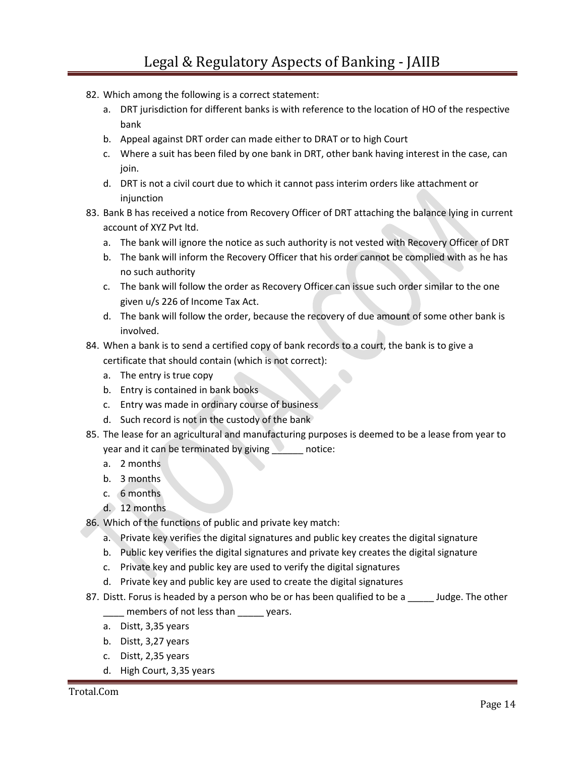82. Which among the following is a correct statement:
    a. DRT jurisdiction for different banks is with reference to the location of HO of the respective bank
    b. Appeal against DRT order can made either to DRAT or to high Court
    c. Where a suit has been filed by one bank in DRT, other bank having interest in the case, can join.
    d. DRT is not a civil court due to which it cannot pass interim orders like attachment or injunction
83. Bank B has received a notice from Recovery Officer of DRT attaching the balance lying in current account of XYZ Pvt ltd.
    a. The bank will ignore the notice as such authority is not vested with Recovery Officer of DRT
    b. The bank will inform the Recovery Officer that his order cannot be complied with as he has no such authority
    c. The bank will follow the order as Recovery Officer can issue such order similar to the one given u/s 226 of Income Tax Act.
    d. The bank will follow the order, because the recovery of due amount of some other bank is involved.
84. When a bank is to send a certified copy of bank records to a court, the bank is to give a certificate that should contain (which is not correct):
    a. The entry is true copy
    b. Entry is contained in bank books
    c. Entry was made in ordinary course of business
    d. Such record is not in the custody of the bank
85. The lease for an agricultural and manufacturing purposes is deemed to be a lease from year to year and it can be terminated by giving ______ notice:
    a. 2 months
    b. 3 months
    c. 6 months
    d. 12 months
86. Which of the functions of public and private key match:
    a. Private key verifies the digital signatures and public key creates the digital signature
    b. Public key verifies the digital signatures and private key creates the digital signature
    c. Private key and public key are used to verify the digital signatures
    d. Private key and public key are used to create the digital signatures
87. Distt. Forus is headed by a person who be or has been qualified to be a _____ Judge. The other ____ members of not less than _____ years.
    a. Distt, 3,35 years
    b. Distt, 3,27 years
    c. Distt, 2,35 years
    d. High Court, 3,35 years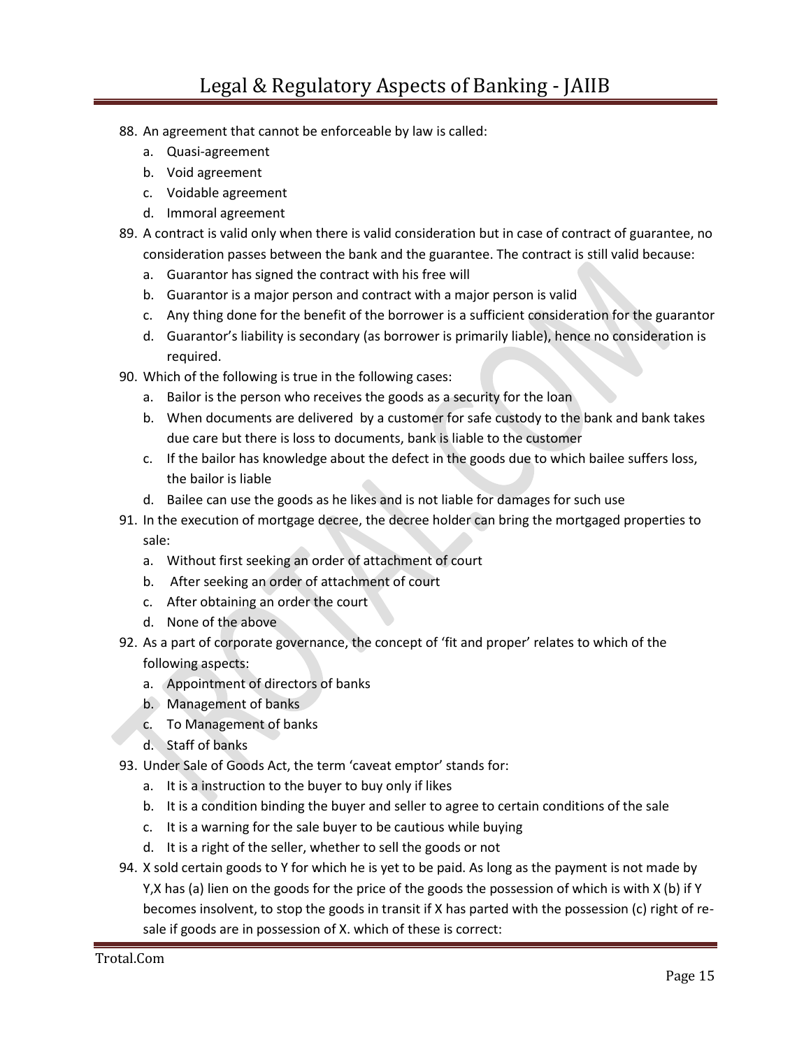88. An agreement that cannot be enforceable by law is called:
    a. Quasi-agreement
    b. Void agreement
    c. Voidable agreement
    d. Immoral agreement
89. A contract is valid only when there is valid consideration but in case of contract of guarantee, no consideration passes between the bank and the guarantee. The contract is still valid because:
    a. Guarantor has signed the contract with his free will
    b. Guarantor is a major person and contract with a major person is valid
    c. Any thing done for the benefit of the borrower is a sufficient consideration for the guarantor
    d. Guarantor's liability is secondary (as borrower is primarily liable), hence no consideration is required.
90. Which of the following is true in the following cases:
    a. Bailor is the person who receives the goods as a security for the loan
    b. When documents are delivered by a customer for safe custody to the bank and bank takes due care but there is loss to documents, bank is liable to the customer
    c. If the bailor has knowledge about the defect in the goods due to which bailee suffers loss, the bailor is liable
    d. Bailee can use the goods as he likes and is not liable for damages for such use
91. In the execution of mortgage decree, the decree holder can bring the mortgaged properties to sale:
    a. Without first seeking an order of attachment of court
    b. After seeking an order of attachment of court
    c. After obtaining an order the court
    d. None of the above
92. As a part of corporate governance, the concept of 'fit and proper' relates to which of the following aspects:
    a. Appointment of directors of banks
    b. Management of banks
    c. To Management of banks
    d. Staff of banks
93. Under Sale of Goods Act, the term 'caveat emptor' stands for:
    a. It is a instruction to the buyer to buy only if likes
    b. It is a condition binding the buyer and seller to agree to certain conditions of the sale
    c. It is a warning for the sale buyer to be cautious while buying
    d. It is a right of the seller, whether to sell the goods or not
94. X sold certain goods to Y for which he is yet to be paid. As long as the payment is not made by Y,X has (a) lien on the goods for the price of the goods the possession of which is with X (b) if Y becomes insolvent, to stop the goods in transit if X has parted with the possession (c) right of re-sale if goods are in possession of X. which of these is correct: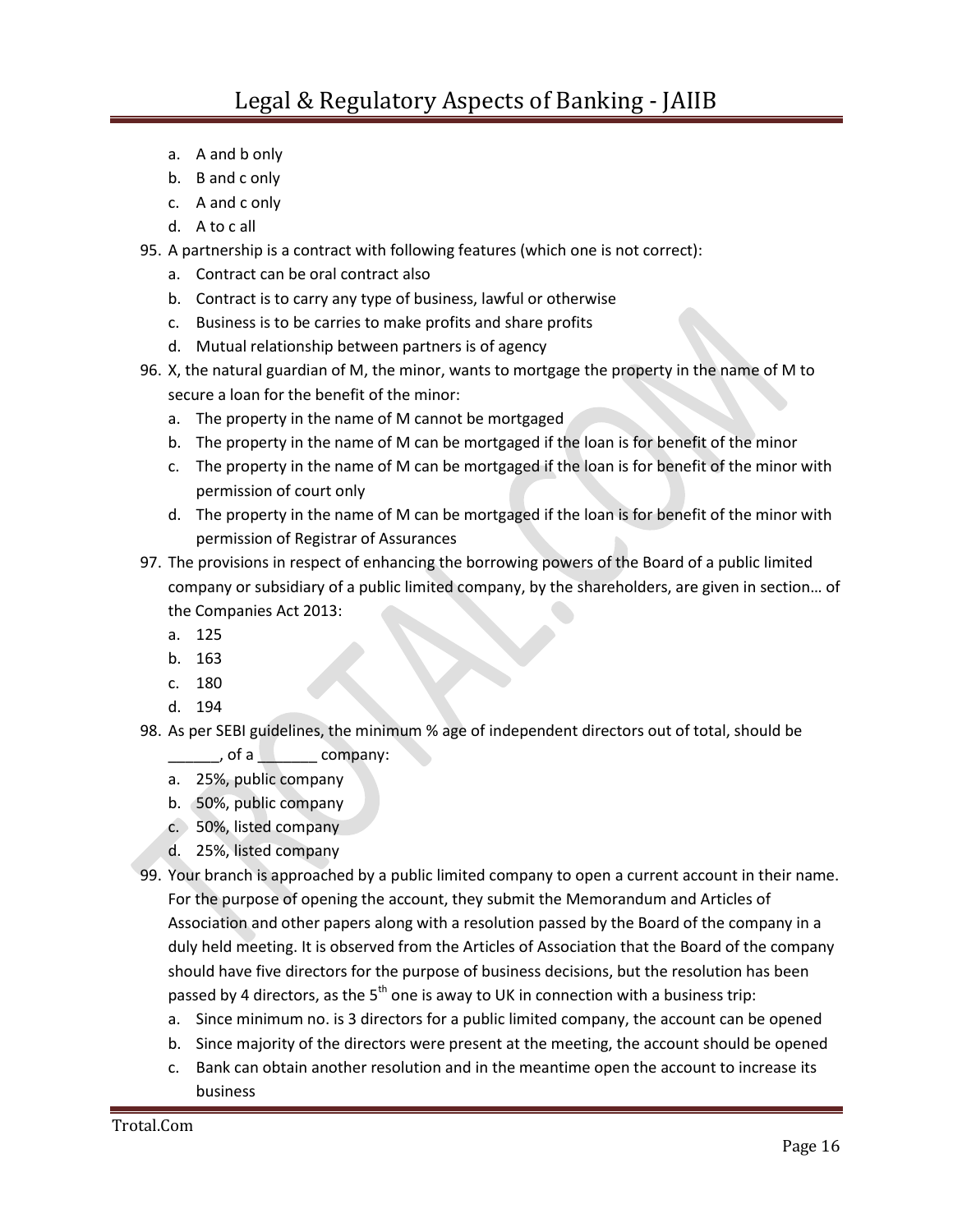a. A and b only
b. B and c only
c. A and c only
d. A to c all

95. A partnership is a contract with following features (which one is not correct):
    a. Contract can be oral contract also
    b. Contract is to carry any type of business, lawful or otherwise
    c. Business is to be carries to make profits and share profits
    d. Mutual relationship between partners is of agency

96. X, the natural guardian of M, the minor, wants to mortgage the property in the name of M to secure a loan for the benefit of the minor:
    a. The property in the name of M cannot be mortgaged
    b. The property in the name of M can be mortgaged if the loan is for benefit of the minor
    c. The property in the name of M can be mortgaged if the loan is for benefit of the minor with permission of court only
    d. The property in the name of M can be mortgaged if the loan is for benefit of the minor with permission of Registrar of Assurances

97. The provisions in respect of enhancing the borrowing powers of the Board of a public limited company or subsidiary of a public limited company, by the shareholders, are given in section… of the Companies Act 2013:
    a. 125
    b. 163
    c. 180
    d. 194

98. As per SEBI guidelines, the minimum % age of independent directors out of total, should be ______, of a _______ company:
    a. 25%, public company
    b. 50%, public company
    c. 50%, listed company
    d. 25%, listed company

99. Your branch is approached by a public limited company to open a current account in their name. For the purpose of opening the account, they submit the Memorandum and Articles of Association and other papers along with a resolution passed by the Board of the company in a duly held meeting. It is observed from the Articles of Association that the Board of the company should have five directors for the purpose of business decisions, but the resolution has been passed by 4 directors, as the 5th one is away to UK in connection with a business trip:
    a. Since minimum no. is 3 directors for a public limited company, the account can be opened
    b. Since majority of the directors were present at the meeting, the account should be opened
    c. Bank can obtain another resolution and in the meantime open the account to increase its business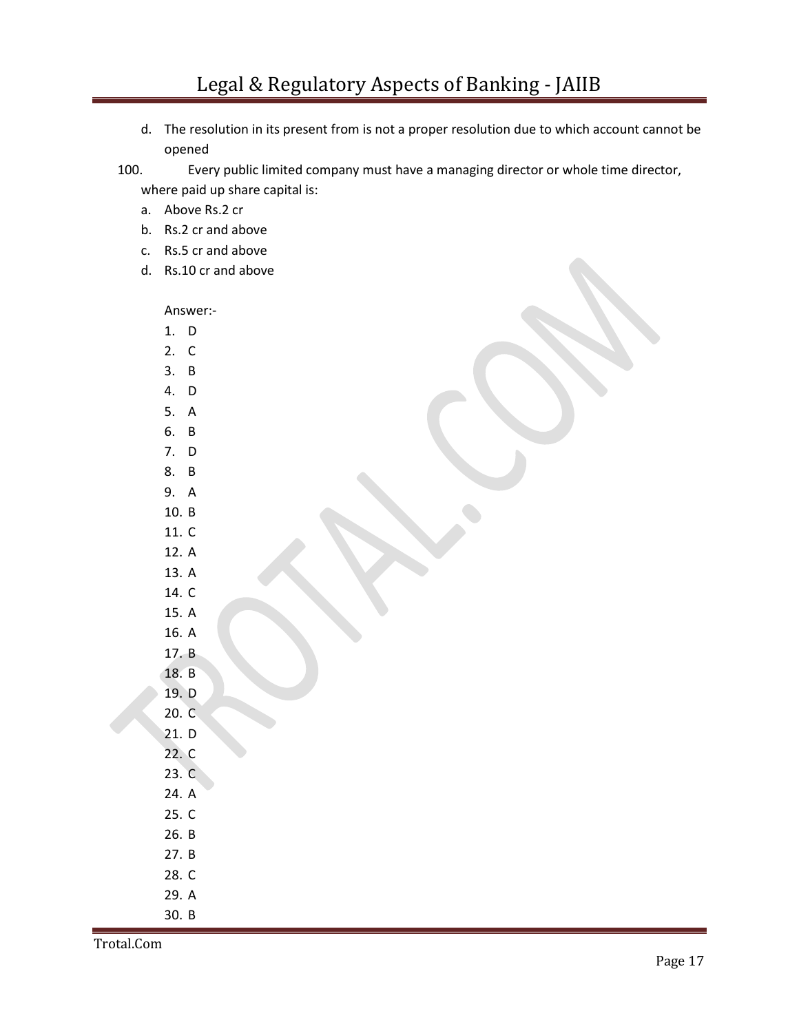d. The resolution in its present from is not a proper resolution due to which account cannot be opened

100. Every public limited company must have a managing director or whole time director, where paid up share capital is:

a. Above Rs.2 cr
b. Rs.2 cr and above
c. Rs.5 cr and above
d. Rs.10 cr and above

Answer:-

1. D
2. C
3. B
4. D
5. A
6. B
7. D
8. B
9. A
10. B
11. C
12. A
13. A
14. C
15. A
16. A
17. B
18. B
19. D
20. C
21. D
22. C
23. C
24. A
25. C
26. B
27. B
28. C
29. A
30. B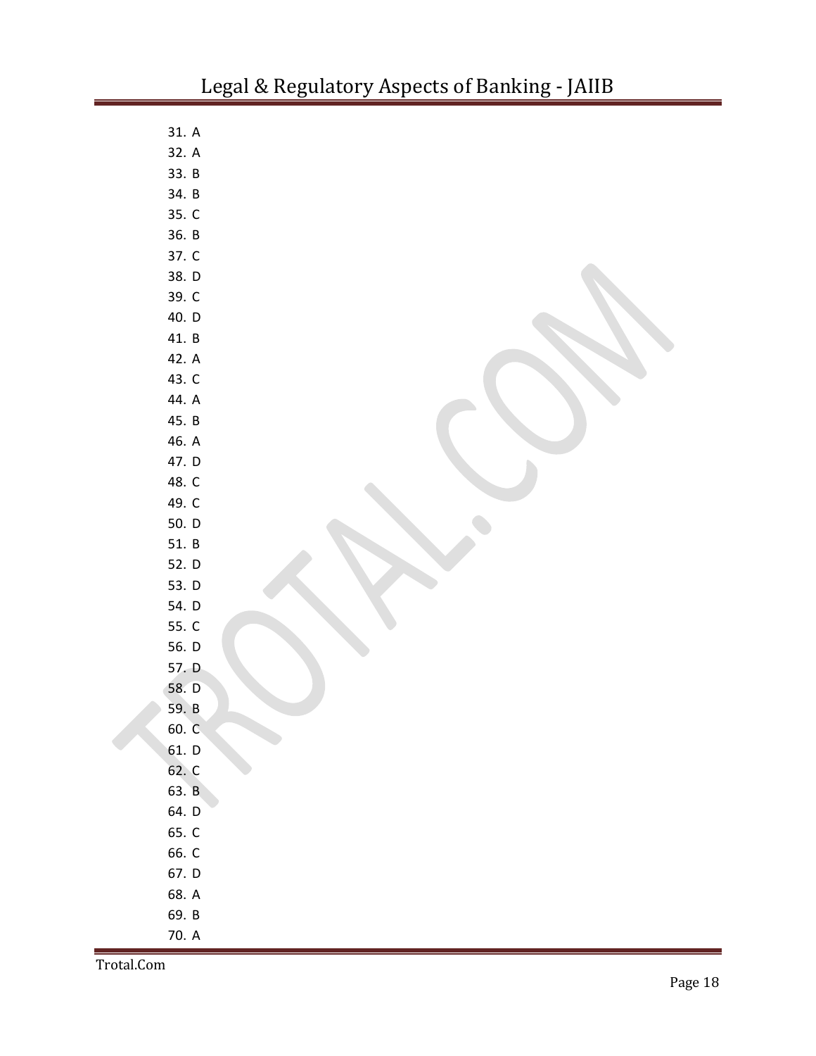31. A
32. A
33. B
34. B
35. C
36. B
37. C
38. D
39. C
40. D
41. B
42. A
43. C
44. A
45. B
46. A
47. D
48. C
49. C
50. D
51. B
52. D
53. D
54. D
55. C
56. D
57. D
58. D
59. B
60. C
61. D
62. C
63. B
64. D
65. C
66. C
67. D
68. A
69. B
70. A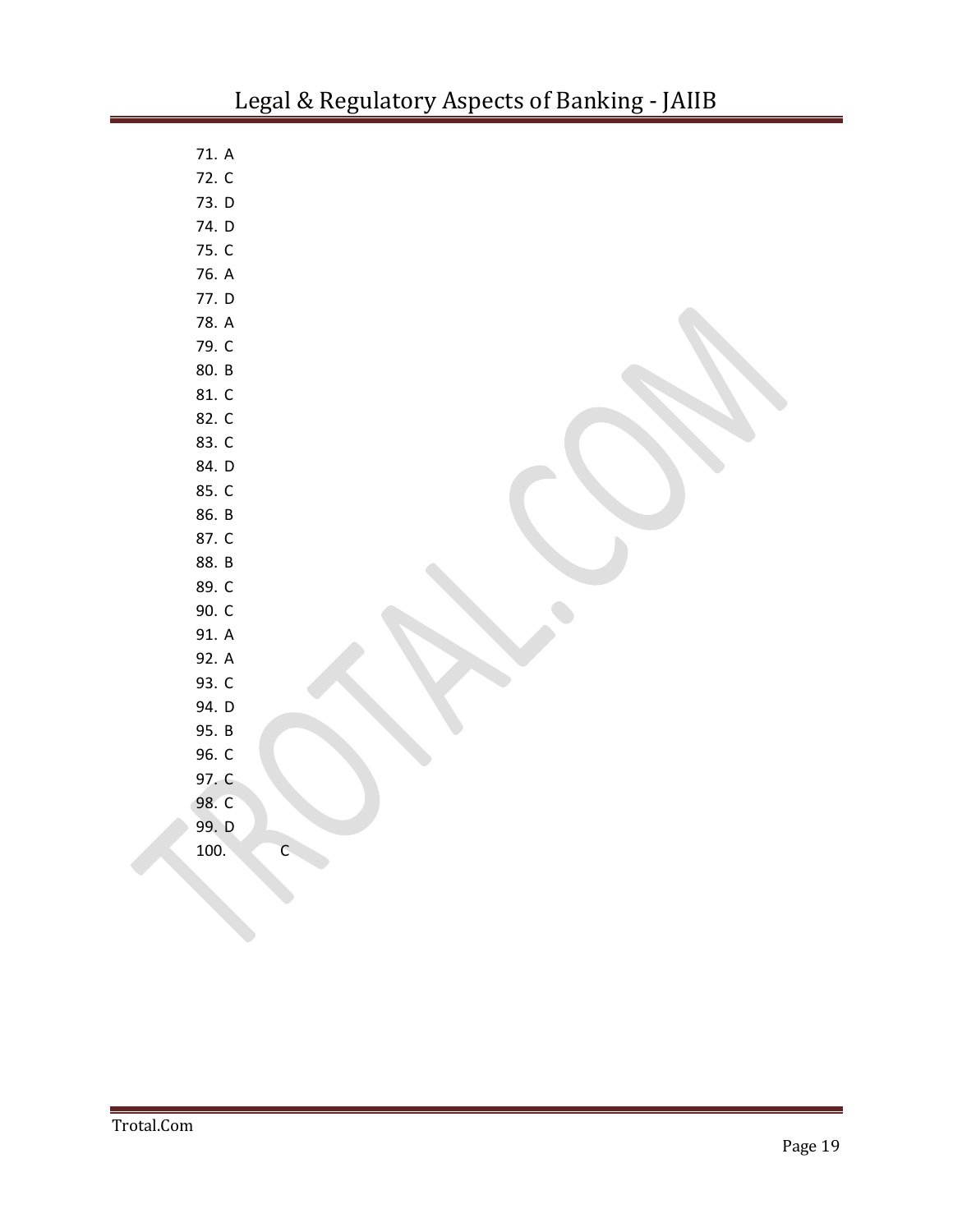71. A
72. C
73. D
74. D
75. C
76. A
77. D
78. A
79. C
80. B
81. C
82. C
83. C
84. D
85. C
86. B
87. C
88. B
89. C
90. C
91. A
92. A
93. C
94. D
95. B
96. C
97. C
98. C
99. D
100. C